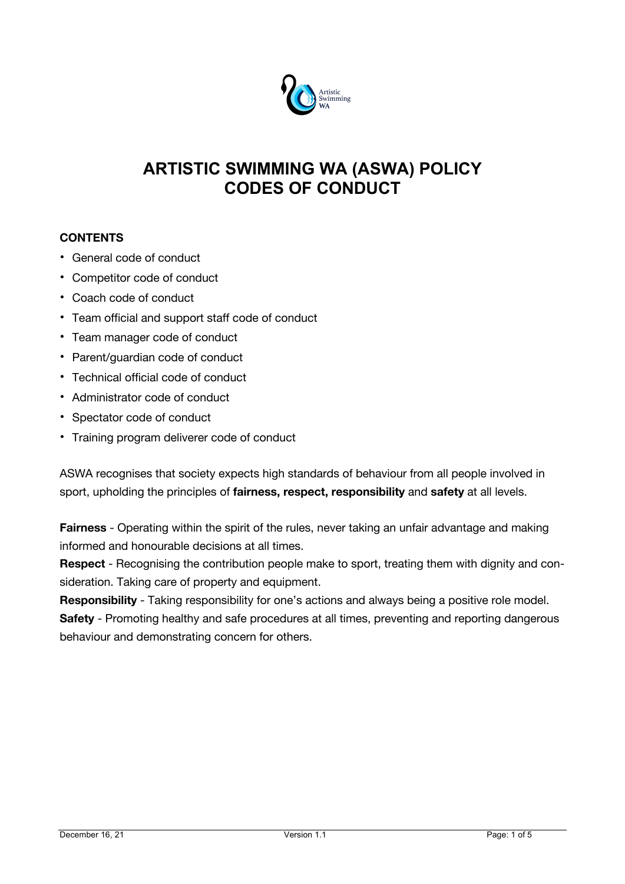# ARTISTIC SWIMMING WA (ASWA) POLICY
# CODES OF CONDUCT

**CONTENTS**

- General code of conduct
- Competitor code of conduct
- Coach code of conduct
- Team official and support staff code of conduct
- Team manager code of conduct
- Parent/guardian code of conduct
- Technical official code of conduct
- Administrator code of conduct
- Spectator code of conduct
- Training program deliverer code of conduct

ASWA recognises that society expects high standards of behaviour from all people involved in sport, upholding the principles of **fairness, respect, responsibility** and **safety** at all levels.

**Fairness** - Operating within the spirit of the rules, never taking an unfair advantage and making informed and honourable decisions at all times.
**Respect** - Recognising the contribution people make to sport, treating them with dignity and consideration. Taking care of property and equipment.
**Responsibility** - Taking responsibility for one's actions and always being a positive role model.
**Safety** - Promoting healthy and safe procedures at all times, preventing and reporting dangerous behaviour and demonstrating concern for others.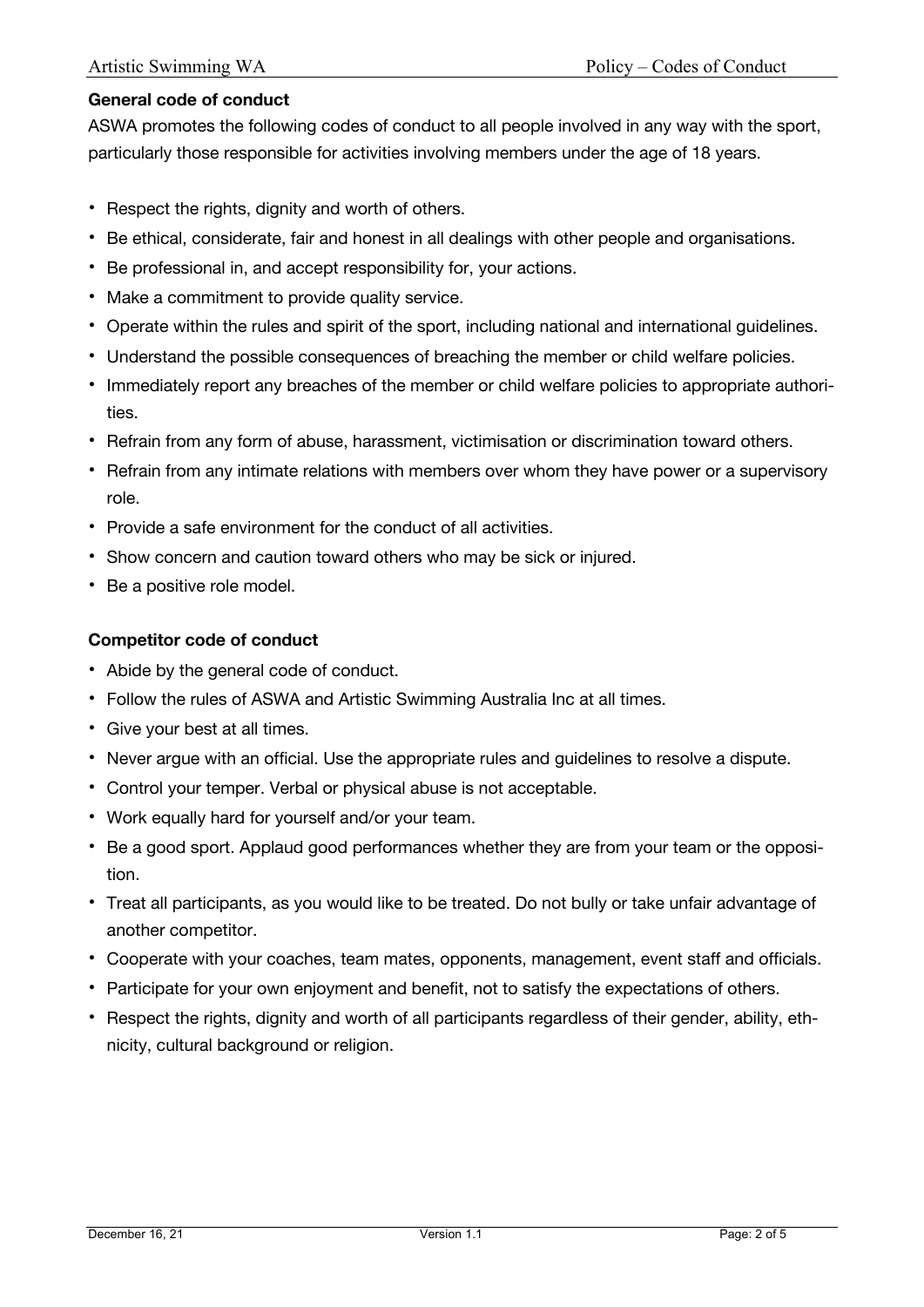**General code of conduct**

ASWA promotes the following codes of conduct to all people involved in any way with the sport, particularly those responsible for activities involving members under the age of 18 years.

- Respect the rights, dignity and worth of others.
- Be ethical, considerate, fair and honest in all dealings with other people and organisations.
- Be professional in, and accept responsibility for, your actions.
- Make a commitment to provide quality service.
- Operate within the rules and spirit of the sport, including national and international guidelines.
- Understand the possible consequences of breaching the member or child welfare policies.
- Immediately report any breaches of the member or child welfare policies to appropriate authorities.
- Refrain from any form of abuse, harassment, victimisation or discrimination toward others.
- Refrain from any intimate relations with members over whom they have power or a supervisory role.
- Provide a safe environment for the conduct of all activities.
- Show concern and caution toward others who may be sick or injured.
- Be a positive role model.

**Competitor code of conduct**

- Abide by the general code of conduct.
- Follow the rules of ASWA and Artistic Swimming Australia Inc at all times.
- Give your best at all times.
- Never argue with an official. Use the appropriate rules and guidelines to resolve a dispute.
- Control your temper. Verbal or physical abuse is not acceptable.
- Work equally hard for yourself and/or your team.
- Be a good sport. Applaud good performances whether they are from your team or the opposition.
- Treat all participants, as you would like to be treated. Do not bully or take unfair advantage of another competitor.
- Cooperate with your coaches, team mates, opponents, management, event staff and officials.
- Participate for your own enjoyment and benefit, not to satisfy the expectations of others.
- Respect the rights, dignity and worth of all participants regardless of their gender, ability, ethnicity, cultural background or religion.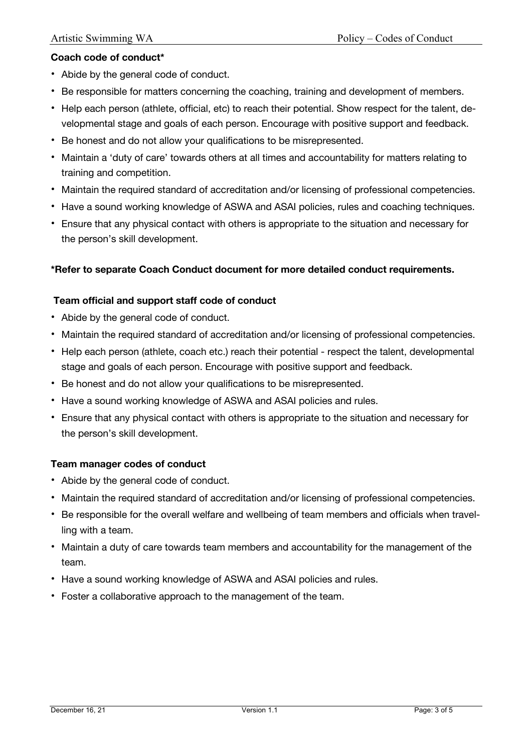**Coach code of conduct***

- Abide by the general code of conduct.
- Be responsible for matters concerning the coaching, training and development of members.
- Help each person (athlete, official, etc) to reach their potential. Show respect for the talent, developmental stage and goals of each person. Encourage with positive support and feedback.
- Be honest and do not allow your qualifications to be misrepresented.
- Maintain a 'duty of care' towards others at all times and accountability for matters relating to training and competition.
- Maintain the required standard of accreditation and/or licensing of professional competencies.
- Have a sound working knowledge of ASWA and ASAI policies, rules and coaching techniques.
- Ensure that any physical contact with others is appropriate to the situation and necessary for the person's skill development.

**\*Refer to separate Coach Conduct document for more detailed conduct requirements.**

**Team official and support staff code of conduct**

- Abide by the general code of conduct.
- Maintain the required standard of accreditation and/or licensing of professional competencies.
- Help each person (athlete, coach etc.) reach their potential - respect the talent, developmental stage and goals of each person. Encourage with positive support and feedback.
- Be honest and do not allow your qualifications to be misrepresented.
- Have a sound working knowledge of ASWA and ASAI policies and rules.
- Ensure that any physical contact with others is appropriate to the situation and necessary for the person's skill development.

**Team manager codes of conduct**

- Abide by the general code of conduct.
- Maintain the required standard of accreditation and/or licensing of professional competencies.
- Be responsible for the overall welfare and wellbeing of team members and officials when travelling with a team.
- Maintain a duty of care towards team members and accountability for the management of the team.
- Have a sound working knowledge of ASWA and ASAI policies and rules.
- Foster a collaborative approach to the management of the team.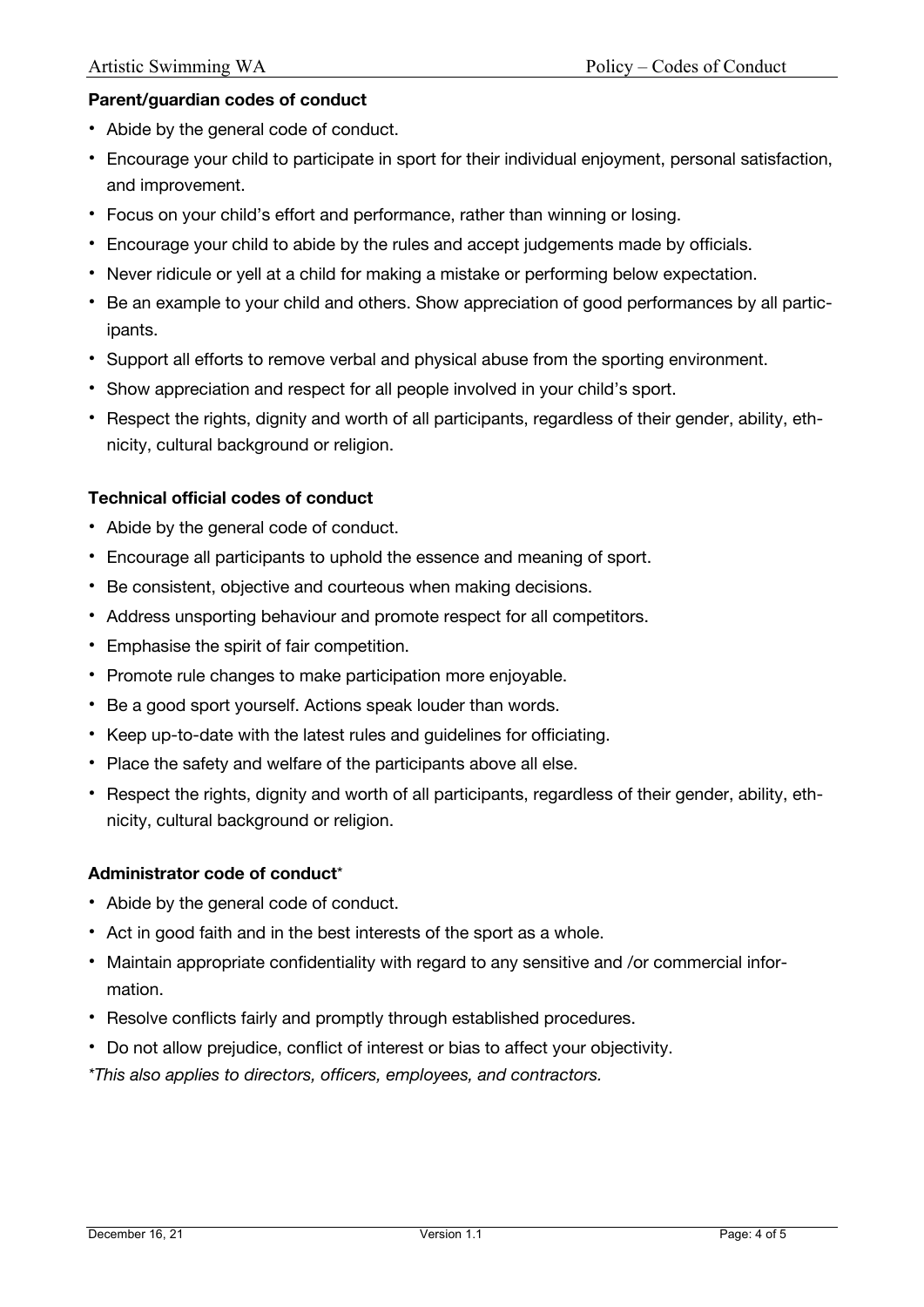**Parent/guardian codes of conduct**

- Abide by the general code of conduct.
- Encourage your child to participate in sport for their individual enjoyment, personal satisfaction, and improvement.
- Focus on your child's effort and performance, rather than winning or losing.
- Encourage your child to abide by the rules and accept judgements made by officials.
- Never ridicule or yell at a child for making a mistake or performing below expectation.
- Be an example to your child and others. Show appreciation of good performances by all participants.
- Support all efforts to remove verbal and physical abuse from the sporting environment.
- Show appreciation and respect for all people involved in your child's sport.
- Respect the rights, dignity and worth of all participants, regardless of their gender, ability, ethnicity, cultural background or religion.

**Technical official codes of conduct**

- Abide by the general code of conduct.
- Encourage all participants to uphold the essence and meaning of sport.
- Be consistent, objective and courteous when making decisions.
- Address unsporting behaviour and promote respect for all competitors.
- Emphasise the spirit of fair competition.
- Promote rule changes to make participation more enjoyable.
- Be a good sport yourself. Actions speak louder than words.
- Keep up-to-date with the latest rules and guidelines for officiating.
- Place the safety and welfare of the participants above all else.
- Respect the rights, dignity and worth of all participants, regardless of their gender, ability, ethnicity, cultural background or religion.

**Administrator code of conduct***

- Abide by the general code of conduct.
- Act in good faith and in the best interests of the sport as a whole.
- Maintain appropriate confidentiality with regard to any sensitive and /or commercial information.
- Resolve conflicts fairly and promptly through established procedures.
- Do not allow prejudice, conflict of interest or bias to affect your objectivity.

*\*This also applies to directors, officers, employees, and contractors.*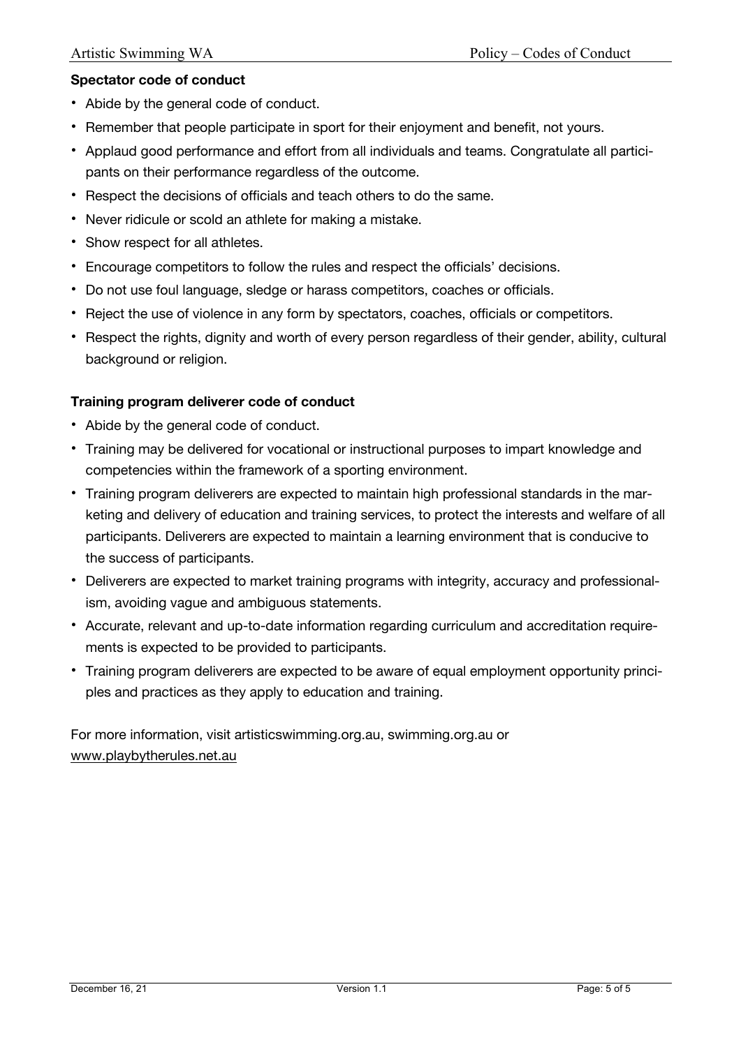**Spectator code of conduct**

- Abide by the general code of conduct.
- Remember that people participate in sport for their enjoyment and benefit, not yours.
- Applaud good performance and effort from all individuals and teams. Congratulate all participants on their performance regardless of the outcome.
- Respect the decisions of officials and teach others to do the same.
- Never ridicule or scold an athlete for making a mistake.
- Show respect for all athletes.
- Encourage competitors to follow the rules and respect the officials' decisions.
- Do not use foul language, sledge or harass competitors, coaches or officials.
- Reject the use of violence in any form by spectators, coaches, officials or competitors.
- Respect the rights, dignity and worth of every person regardless of their gender, ability, cultural background or religion.

**Training program deliverer code of conduct**

- Abide by the general code of conduct.
- Training may be delivered for vocational or instructional purposes to impart knowledge and competencies within the framework of a sporting environment.
- Training program deliverers are expected to maintain high professional standards in the marketing and delivery of education and training services, to protect the interests and welfare of all participants. Deliverers are expected to maintain a learning environment that is conducive to the success of participants.
- Deliverers are expected to market training programs with integrity, accuracy and professionalism, avoiding vague and ambiguous statements.
- Accurate, relevant and up-to-date information regarding curriculum and accreditation requirements is expected to be provided to participants.
- Training program deliverers are expected to be aware of equal employment opportunity principles and practices as they apply to education and training.

For more information, visit artisticswimming.org.au, swimming.org.au or www.playbytherules.net.au